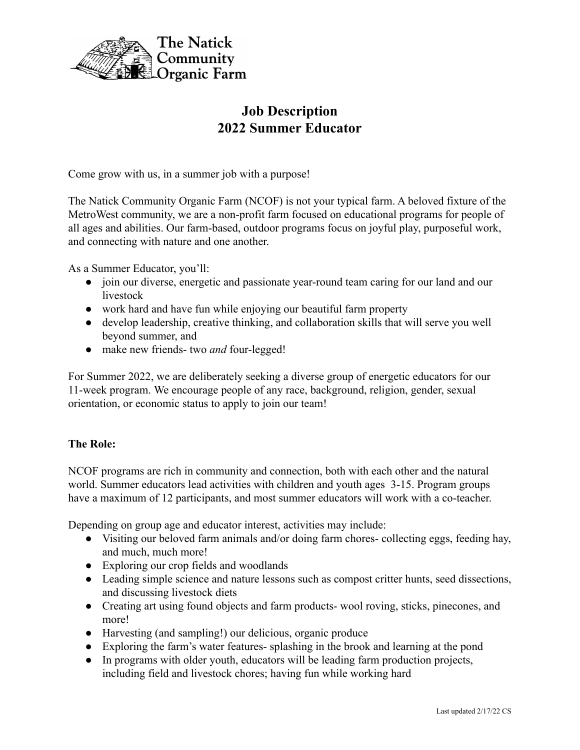The Natick Community Organic Farm

# Job Description
# 2022 Summer Educator

Come grow with us, in a summer job with a purpose!

The Natick Community Organic Farm (NCOF) is not your typical farm. A beloved fixture of the MetroWest community, we are a non-profit farm focused on educational programs for people of all ages and abilities. Our farm-based, outdoor programs focus on joyful play, purposeful work, and connecting with nature and one another.

As a Summer Educator, you'll:

- join our diverse, energetic and passionate year-round team caring for our land and our livestock
- work hard and have fun while enjoying our beautiful farm property
- develop leadership, creative thinking, and collaboration skills that will serve you well beyond summer, and
- make new friends- two *and* four-legged!

For Summer 2022, we are deliberately seeking a diverse group of energetic educators for our 11-week program. We encourage people of any race, background, religion, gender, sexual orientation, or economic status to apply to join our team!

**The Role:**

NCOF programs are rich in community and connection, both with each other and the natural world. Summer educators lead activities with children and youth ages 3-15. Program groups have a maximum of 12 participants, and most summer educators will work with a co-teacher.

Depending on group age and educator interest, activities may include:

- Visiting our beloved farm animals and/or doing farm chores- collecting eggs, feeding hay, and much, much more!
- Exploring our crop fields and woodlands
- Leading simple science and nature lessons such as compost critter hunts, seed dissections, and discussing livestock diets
- Creating art using found objects and farm products- wool roving, sticks, pinecones, and more!
- Harvesting (and sampling!) our delicious, organic produce
- Exploring the farm's water features- splashing in the brook and learning at the pond
- In programs with older youth, educators will be leading farm production projects, including field and livestock chores; having fun while working hard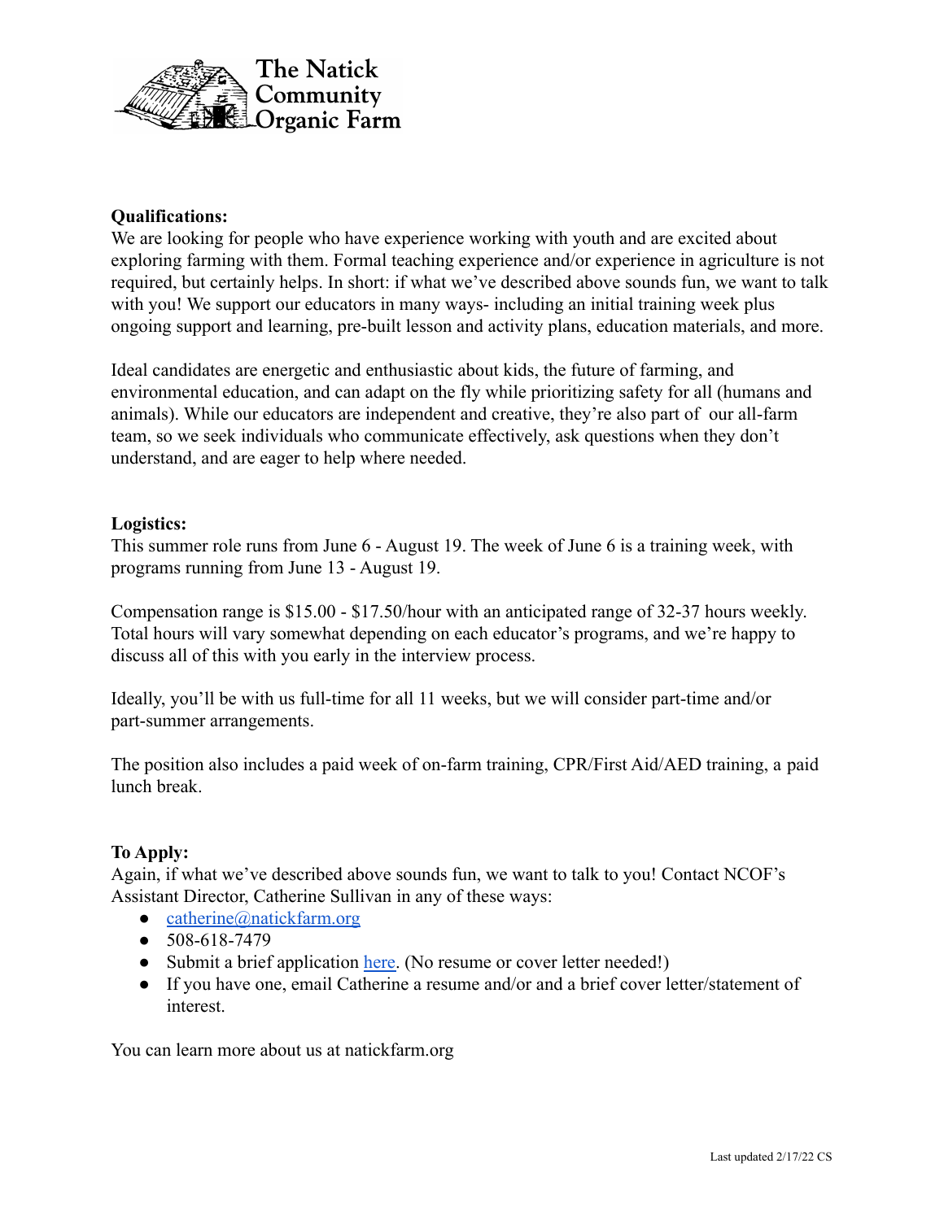The Natick Community Organic Farm

**Qualifications:**

We are looking for people who have experience working with youth and are excited about exploring farming with them. Formal teaching experience and/or experience in agriculture is not required, but certainly helps. In short: if what we've described above sounds fun, we want to talk with you! We support our educators in many ways- including an initial training week plus ongoing support and learning, pre-built lesson and activity plans, education materials, and more.

Ideal candidates are energetic and enthusiastic about kids, the future of farming, and environmental education, and can adapt on the fly while prioritizing safety for all (humans and animals). While our educators are independent and creative, they're also part of our all-farm team, so we seek individuals who communicate effectively, ask questions when they don't understand, and are eager to help where needed.

**Logistics:**

This summer role runs from June 6 - August 19. The week of June 6 is a training week, with programs running from June 13 - August 19.

Compensation range is $15.00 - $17.50/hour with an anticipated range of 32-37 hours weekly. Total hours will vary somewhat depending on each educator's programs, and we're happy to discuss all of this with you early in the interview process.

Ideally, you'll be with us full-time for all 11 weeks, but we will consider part-time and/or part-summer arrangements.

The position also includes a paid week of on-farm training, CPR/First Aid/AED training, a paid lunch break.

**To Apply:**

Again, if what we've described above sounds fun, we want to talk to you! Contact NCOF's Assistant Director, Catherine Sullivan in any of these ways:

- catherine@natickfarm.org
- 508-618-7479
- Submit a brief application here. (No resume or cover letter needed!)
- If you have one, email Catherine a resume and/or and a brief cover letter/statement of interest.

You can learn more about us at natickfarm.org

Last updated 2/17/22 CS